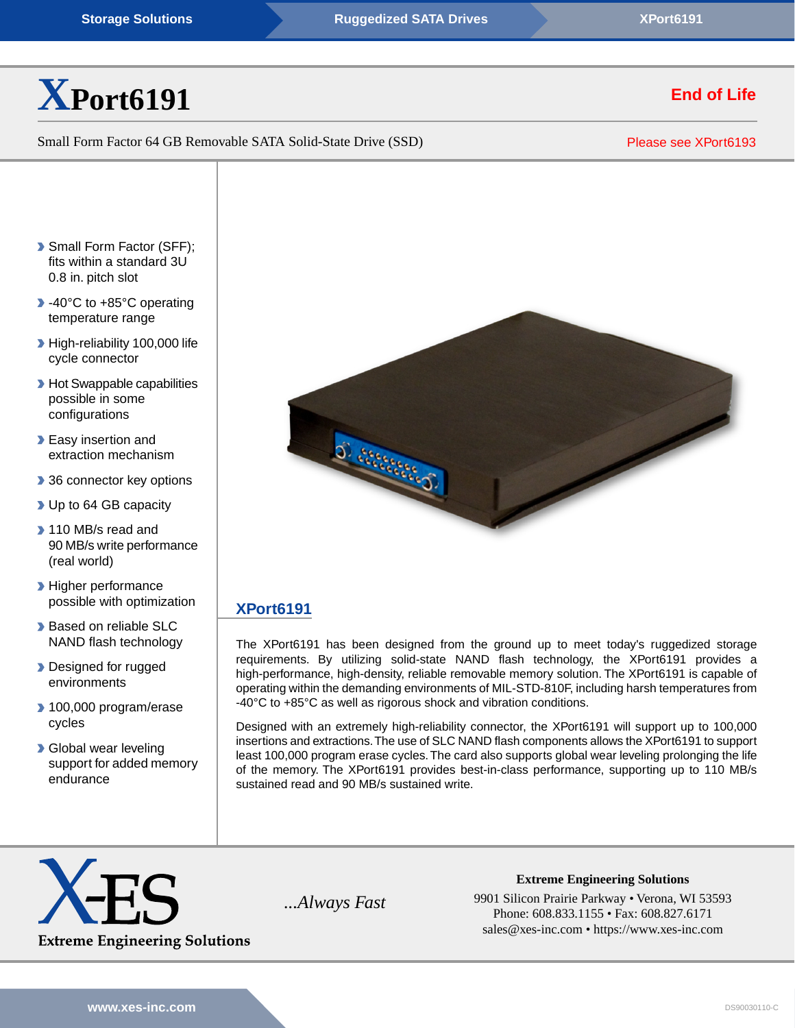Storage Solutions · Ruggedized SATA Drives · XPort6191

# XPort6191

**End of Life**

Small Form Factor 64 GB Removable SATA Solid-State Drive (SSD)

Please see XPort6193

- Small Form Factor (SFF); fits within a standard 3U 0.8 in. pitch slot
- -40°C to +85°C operating temperature range
- High-reliability 100,000 life cycle connector
- Hot Swappable capabilities possible in some configurations
- Easy insertion and extraction mechanism
- 36 connector key options
- Up to 64 GB capacity
- 110 MB/s read and 90 MB/s write performance (real world)
- Higher performance possible with optimization
- Based on reliable SLC NAND flash technology
- Designed for rugged environments
- 100,000 program/erase cycles
- Global wear leveling support for added memory endurance

## XPort6191

The XPort6191 has been designed from the ground up to meet today's ruggedized storage requirements. By utilizing solid-state NAND flash technology, the XPort6191 provides a high-performance, high-density, reliable removable memory solution. The XPort6191 is capable of operating within the demanding environments of MIL-STD-810F, including harsh temperatures from -40°C to +85°C as well as rigorous shock and vibration conditions.

Designed with an extremely high-reliability connector, the XPort6191 will support up to 100,000 insertions and extractions. The use of SLC NAND flash components allows the XPort6191 to support least 100,000 program erase cycles. The card also supports global wear leveling prolonging the life of the memory. The XPort6191 provides best-in-class performance, supporting up to 110 MB/s sustained read and 90 MB/s sustained write.

X-ES Extreme Engineering Solutions

*...Always Fast*

**Extreme Engineering Solutions**
9901 Silicon Prairie Parkway • Verona, WI 53593
Phone: 608.833.1155 • Fax: 608.827.6171
sales@xes-inc.com • https://www.xes-inc.com

www.xes-inc.com

DS90030110-C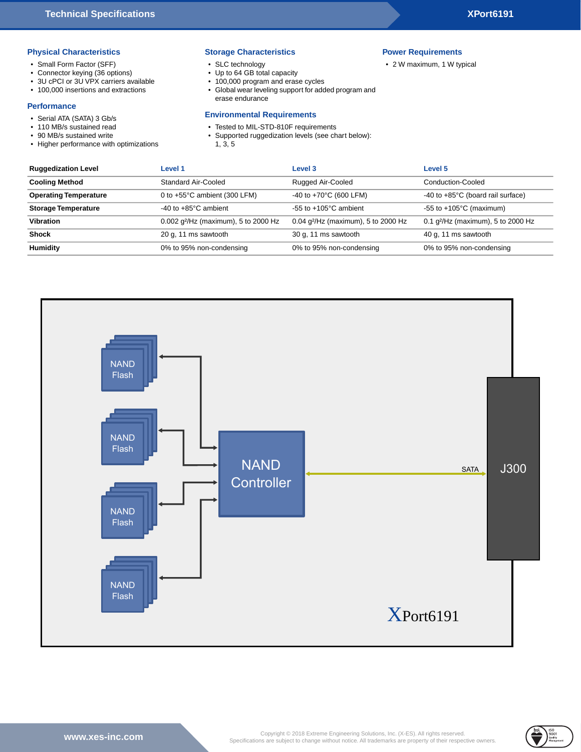## Physical Characteristics

- Small Form Factor (SFF)
- Connector keying (36 options)
- 3U cPCI or 3U VPX carriers available
- 100,000 insertions and extractions

## Performance

- Serial ATA (SATA) 3 Gb/s
- 110 MB/s sustained read
- 90 MB/s sustained write
- Higher performance with optimizations

## Storage Characteristics

- SLC technology
- Up to 64 GB total capacity
- 100,000 program and erase cycles
- Global wear leveling support for added program and erase endurance

## Environmental Requirements

- Tested to MIL-STD-810F requirements
- Supported ruggedization levels (see chart below): 1, 3, 5

## Power Requirements

- 2 W maximum, 1 W typical

| Ruggedization Level | Level 1 | Level 3 | Level 5 |
|---|---|---|---|
| **Cooling Method** | Standard Air-Cooled | Rugged Air-Cooled | Conduction-Cooled |
| **Operating Temperature** | 0 to +55°C ambient (300 LFM) | -40 to +70°C (600 LFM) | -40 to +85°C (board rail surface) |
| **Storage Temperature** | -40 to +85°C ambient | -55 to +105°C ambient | -55 to +105°C (maximum) |
| **Vibration** | 0.002 g²/Hz (maximum), 5 to 2000 Hz | 0.04 g²/Hz (maximum), 5 to 2000 Hz | 0.1 g²/Hz (maximum), 5 to 2000 Hz |
| **Shock** | 20 g, 11 ms sawtooth | 30 g, 11 ms sawtooth | 40 g, 11 ms sawtooth |
| **Humidity** | 0% to 95% non-condensing | 0% to 95% non-condensing | 0% to 95% non-condensing |

NAND Flash

NAND Flash

NAND Flash

NAND Flash

NAND Controller

SATA

J300

XPort6191

www.xes-inc.com

Copyright © 2018 Extreme Engineering Solutions, Inc. (X-ES). All rights reserved.
Specifications are subject to change without notice. All trademarks are property of their respective owners.